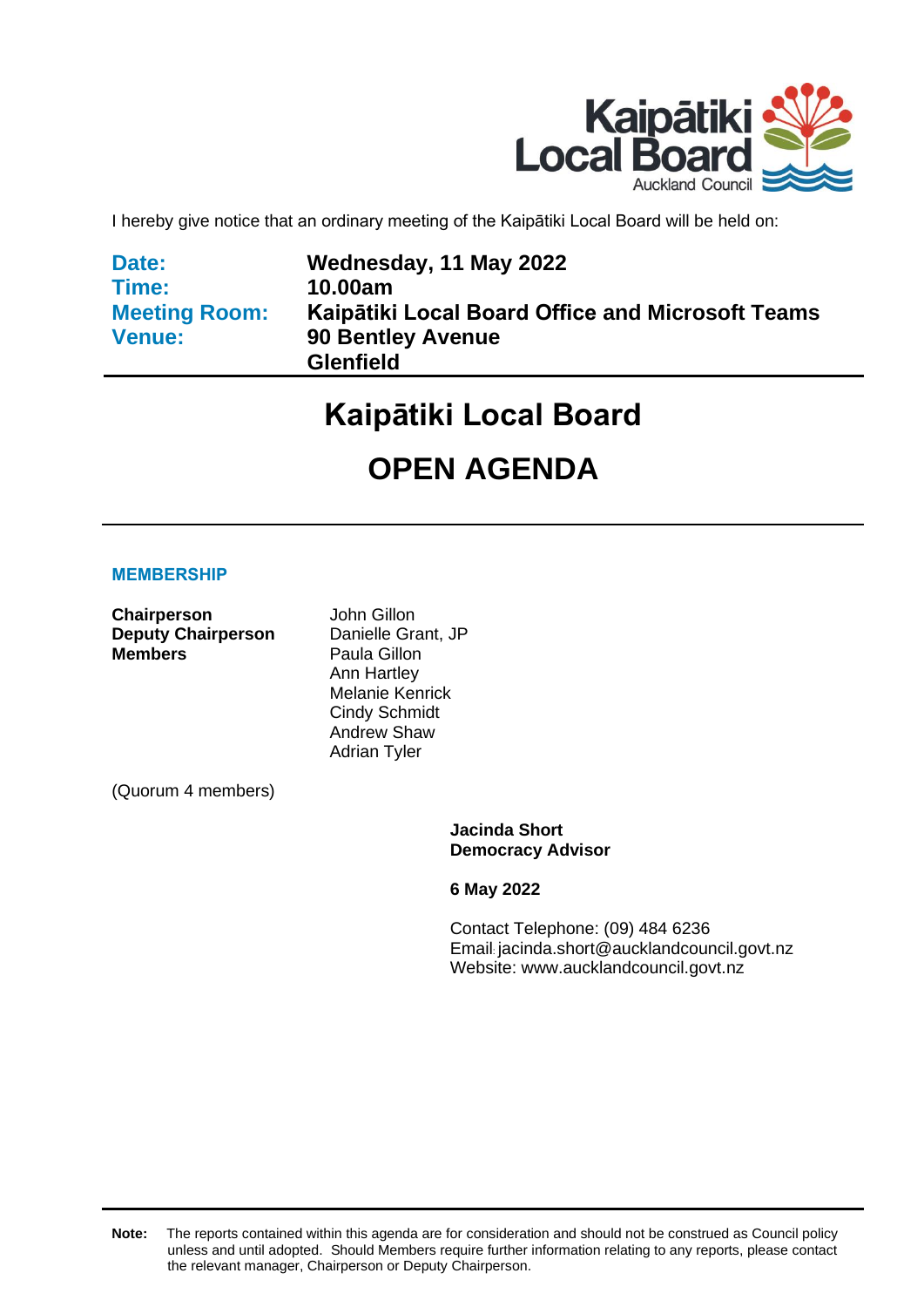I hereby give notice that an ordinary meeting of the Kaipātiki Local Board will be held on:

| | |
|---|---|
| **Date:** | **Wednesday, 11 May 2022** |
| **Time:** | **10.00am** |
| **Meeting Room:** | **Kaipātiki Local Board Office and Microsoft Teams** |
| **Venue:** | **90 Bentley Avenue Glenfield** |

# Kaipātiki Local Board

# OPEN AGENDA

## MEMBERSHIP

| | |
|---|---|
| **Chairperson** | John Gillon |
| **Deputy Chairperson** | Danielle Grant, JP |
| **Members** | Paula Gillon |
| | Ann Hartley |
| | Melanie Kenrick |
| | Cindy Schmidt |
| | Andrew Shaw |
| | Adrian Tyler |

(Quorum 4 members)

**Jacinda Short**
**Democracy Advisor**

**6 May 2022**

Contact Telephone: (09) 484 6236
Email: jacinda.short@aucklandcouncil.govt.nz
Website: www.aucklandcouncil.govt.nz

**Note:** The reports contained within this agenda are for consideration and should not be construed as Council policy unless and until adopted. Should Members require further information relating to any reports, please contact the relevant manager, Chairperson or Deputy Chairperson.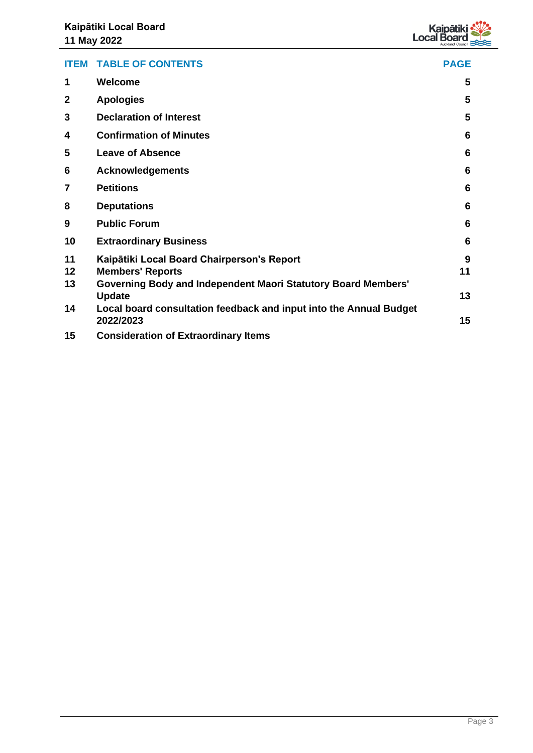| ITEM | TABLE OF CONTENTS | PAGE |
| --- | --- | --- |
| 1 | Welcome | 5 |
| 2 | Apologies | 5 |
| 3 | Declaration of Interest | 5 |
| 4 | Confirmation of Minutes | 6 |
| 5 | Leave of Absence | 6 |
| 6 | Acknowledgements | 6 |
| 7 | Petitions | 6 |
| 8 | Deputations | 6 |
| 9 | Public Forum | 6 |
| 10 | Extraordinary Business | 6 |
| 11 | Kaipātiki Local Board Chairperson's Report | 9 |
| 12 | Members' Reports | 11 |
| 13 | Governing Body and Independent Maori Statutory Board Members' Update | 13 |
| 14 | Local board consultation feedback and input into the Annual Budget 2022/2023 | 15 |
| 15 | Consideration of Extraordinary Items | |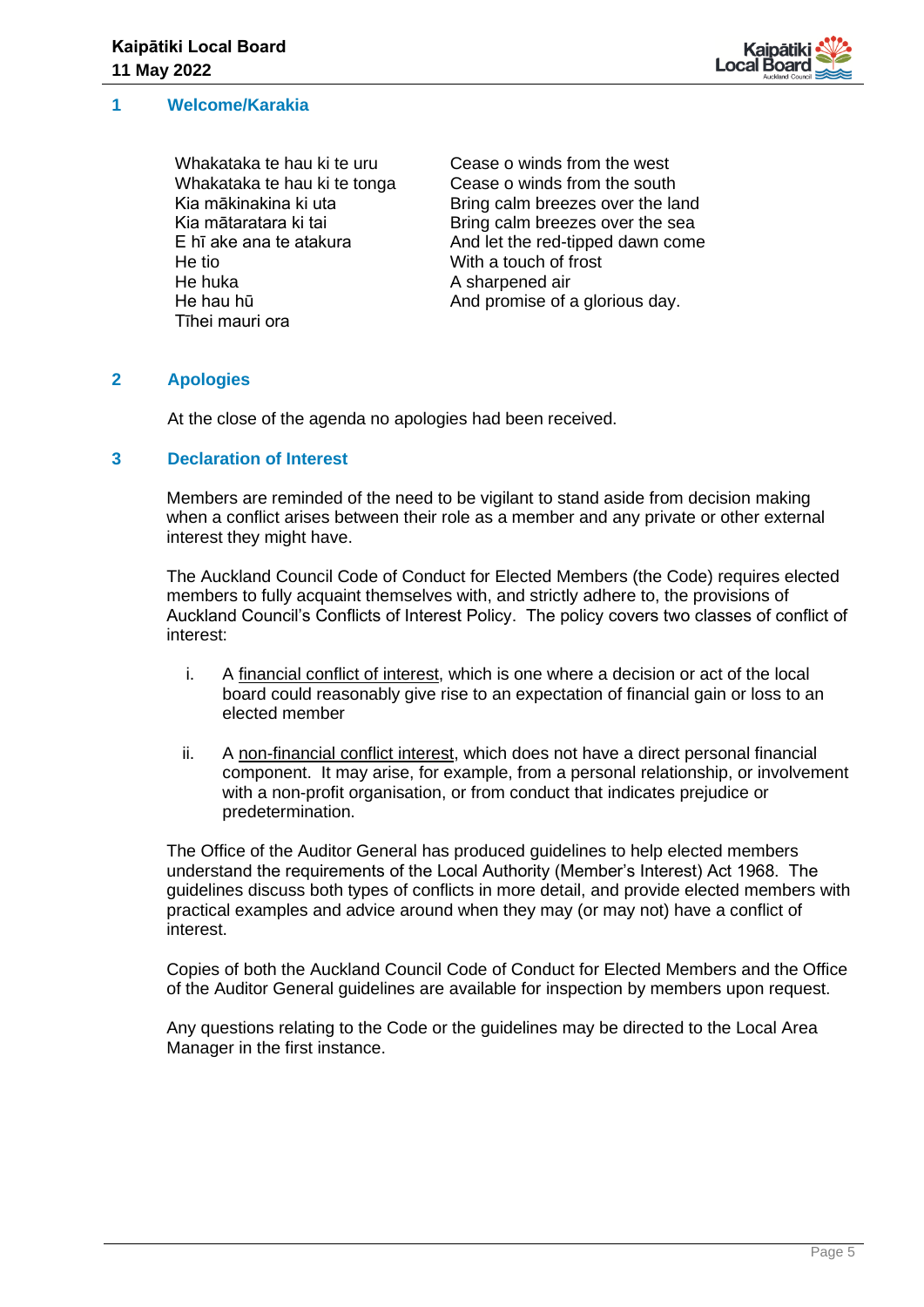## 1 Welcome/Karakia

| | |
|---|---|
| Whakataka te hau ki te uru | Cease o winds from the west |
| Whakataka te hau ki te tonga | Cease o winds from the south |
| Kia mākinakina ki uta | Bring calm breezes over the land |
| Kia mātaratara ki tai | Bring calm breezes over the sea |
| E hī ake ana te atakura | And let the red-tipped dawn come |
| He tio | With a touch of frost |
| He huka | A sharpened air |
| He hau hū | And promise of a glorious day. |
| Tīhei mauri ora | |

## 2 Apologies

At the close of the agenda no apologies had been received.

## 3 Declaration of Interest

Members are reminded of the need to be vigilant to stand aside from decision making when a conflict arises between their role as a member and any private or other external interest they might have.

The Auckland Council Code of Conduct for Elected Members (the Code) requires elected members to fully acquaint themselves with, and strictly adhere to, the provisions of Auckland Council's Conflicts of Interest Policy. The policy covers two classes of conflict of interest:

i. A financial conflict of interest, which is one where a decision or act of the local board could reasonably give rise to an expectation of financial gain or loss to an elected member

ii. A non-financial conflict interest, which does not have a direct personal financial component. It may arise, for example, from a personal relationship, or involvement with a non-profit organisation, or from conduct that indicates prejudice or predetermination.

The Office of the Auditor General has produced guidelines to help elected members understand the requirements of the Local Authority (Member's Interest) Act 1968. The guidelines discuss both types of conflicts in more detail, and provide elected members with practical examples and advice around when they may (or may not) have a conflict of interest.

Copies of both the Auckland Council Code of Conduct for Elected Members and the Office of the Auditor General guidelines are available for inspection by members upon request.

Any questions relating to the Code or the guidelines may be directed to the Local Area Manager in the first instance.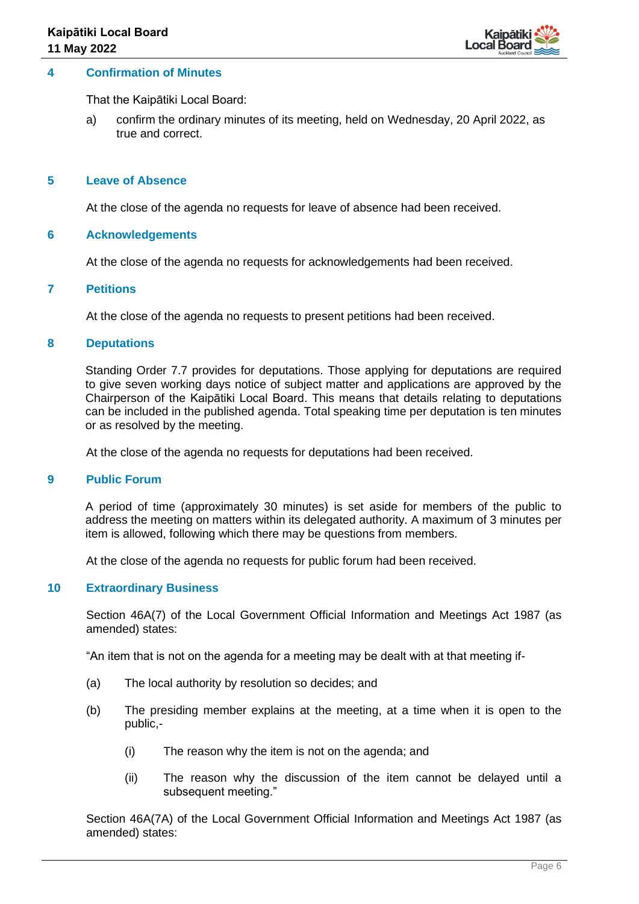## 4 Confirmation of Minutes

That the Kaipātiki Local Board:

a) confirm the ordinary minutes of its meeting, held on Wednesday, 20 April 2022, as true and correct.

## 5 Leave of Absence

At the close of the agenda no requests for leave of absence had been received.

## 6 Acknowledgements

At the close of the agenda no requests for acknowledgements had been received.

## 7 Petitions

At the close of the agenda no requests to present petitions had been received.

## 8 Deputations

Standing Order 7.7 provides for deputations. Those applying for deputations are required to give seven working days notice of subject matter and applications are approved by the Chairperson of the Kaipātiki Local Board. This means that details relating to deputations can be included in the published agenda. Total speaking time per deputation is ten minutes or as resolved by the meeting.

At the close of the agenda no requests for deputations had been received.

## 9 Public Forum

A period of time (approximately 30 minutes) is set aside for members of the public to address the meeting on matters within its delegated authority. A maximum of 3 minutes per item is allowed, following which there may be questions from members.

At the close of the agenda no requests for public forum had been received.

## 10 Extraordinary Business

Section 46A(7) of the Local Government Official Information and Meetings Act 1987 (as amended) states:

"An item that is not on the agenda for a meeting may be dealt with at that meeting if-

(a) The local authority by resolution so decides; and

(b) The presiding member explains at the meeting, at a time when it is open to the public,-

   (i) The reason why the item is not on the agenda; and

   (ii) The reason why the discussion of the item cannot be delayed until a subsequent meeting."

Section 46A(7A) of the Local Government Official Information and Meetings Act 1987 (as amended) states: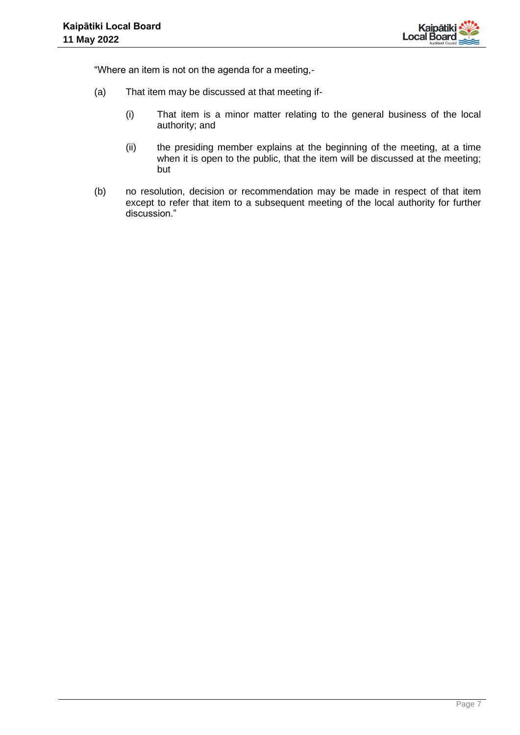"Where an item is not on the agenda for a meeting,-

(a) That item may be discussed at that meeting if-

    (i) That item is a minor matter relating to the general business of the local authority; and

    (ii) the presiding member explains at the beginning of the meeting, at a time when it is open to the public, that the item will be discussed at the meeting; but

(b) no resolution, decision or recommendation may be made in respect of that item except to refer that item to a subsequent meeting of the local authority for further discussion."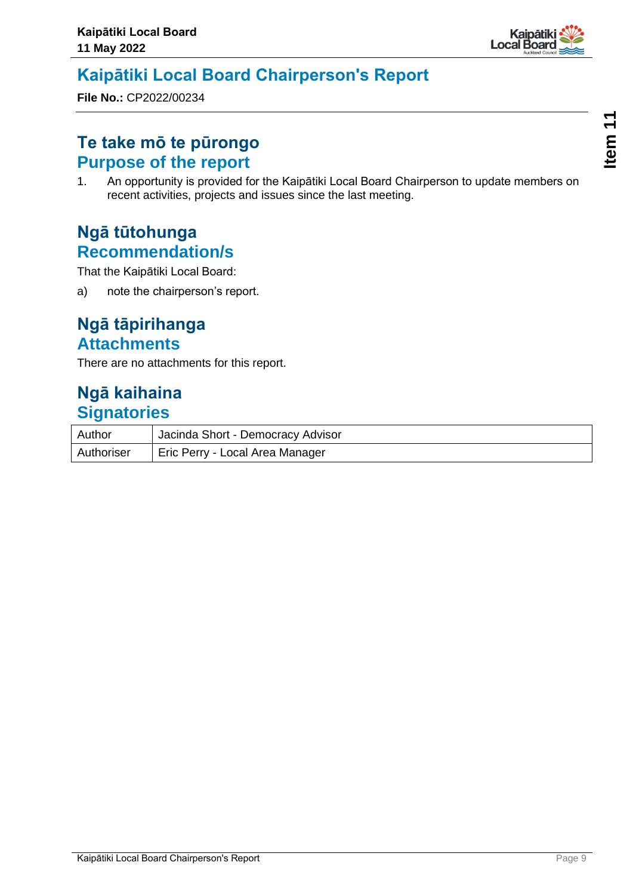# Kaipātiki Local Board Chairperson's Report

**File No.:** CP2022/00234

## Te take mō te pūrongo
## Purpose of the report

1. An opportunity is provided for the Kaipātiki Local Board Chairperson to update members on recent activities, projects and issues since the last meeting.

## Ngā tūtohunga
## Recommendation/s

That the Kaipātiki Local Board:

a) note the chairperson's report.

## Ngā tāpirihanga
## Attachments

There are no attachments for this report.

## Ngā kaihaina
## Signatories

| Author | Jacinda Short - Democracy Advisor |
|---|---|
| Authoriser | Eric Perry - Local Area Manager |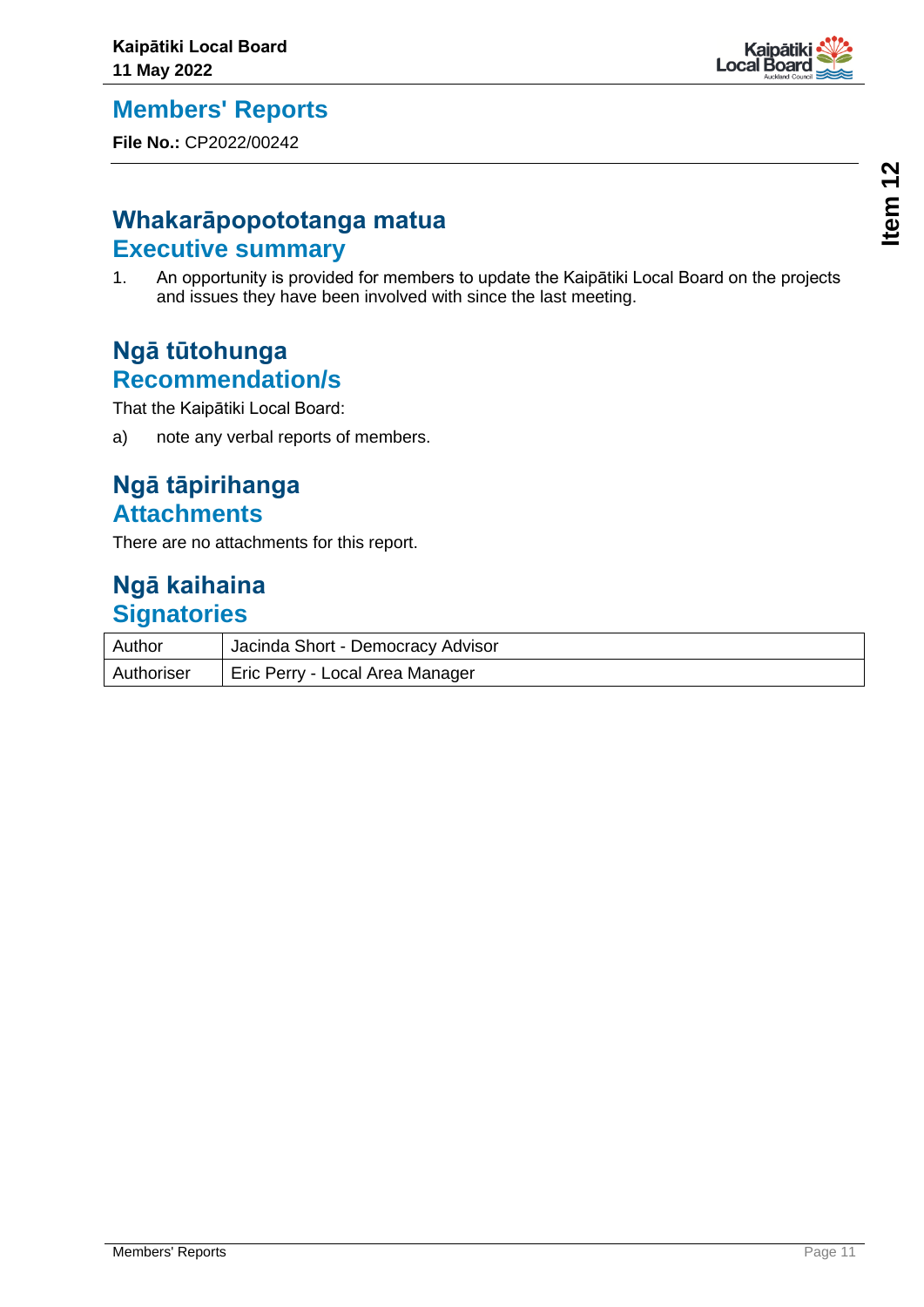# Members' Reports

**File No.:** CP2022/00242

## Whakarāpopototanga matua
## Executive summary

1. An opportunity is provided for members to update the Kaipātiki Local Board on the projects and issues they have been involved with since the last meeting.

## Ngā tūtohunga
## Recommendation/s

That the Kaipātiki Local Board:

a) note any verbal reports of members.

## Ngā tāpirihanga
## Attachments

There are no attachments for this report.

## Ngā kaihaina
## Signatories

| | |
|---|---|
| Author | Jacinda Short - Democracy Advisor |
| Authoriser | Eric Perry - Local Area Manager |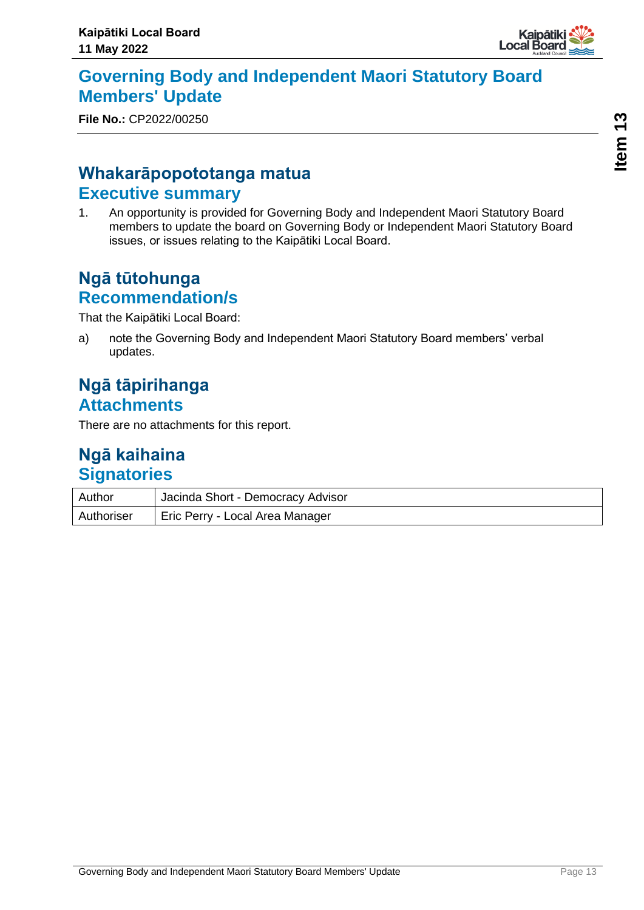# Governing Body and Independent Maori Statutory Board Members' Update

**File No.:** CP2022/00250

## Whakarāpopototanga matua
## Executive summary

1. An opportunity is provided for Governing Body and Independent Maori Statutory Board members to update the board on Governing Body or Independent Maori Statutory Board issues, or issues relating to the Kaipātiki Local Board.

## Ngā tūtohunga
## Recommendation/s

That the Kaipātiki Local Board:

a) note the Governing Body and Independent Maori Statutory Board members' verbal updates.

## Ngā tāpirihanga
## Attachments

There are no attachments for this report.

## Ngā kaihaina
## Signatories

| | |
|---|---|
| Author | Jacinda Short - Democracy Advisor |
| Authoriser | Eric Perry - Local Area Manager |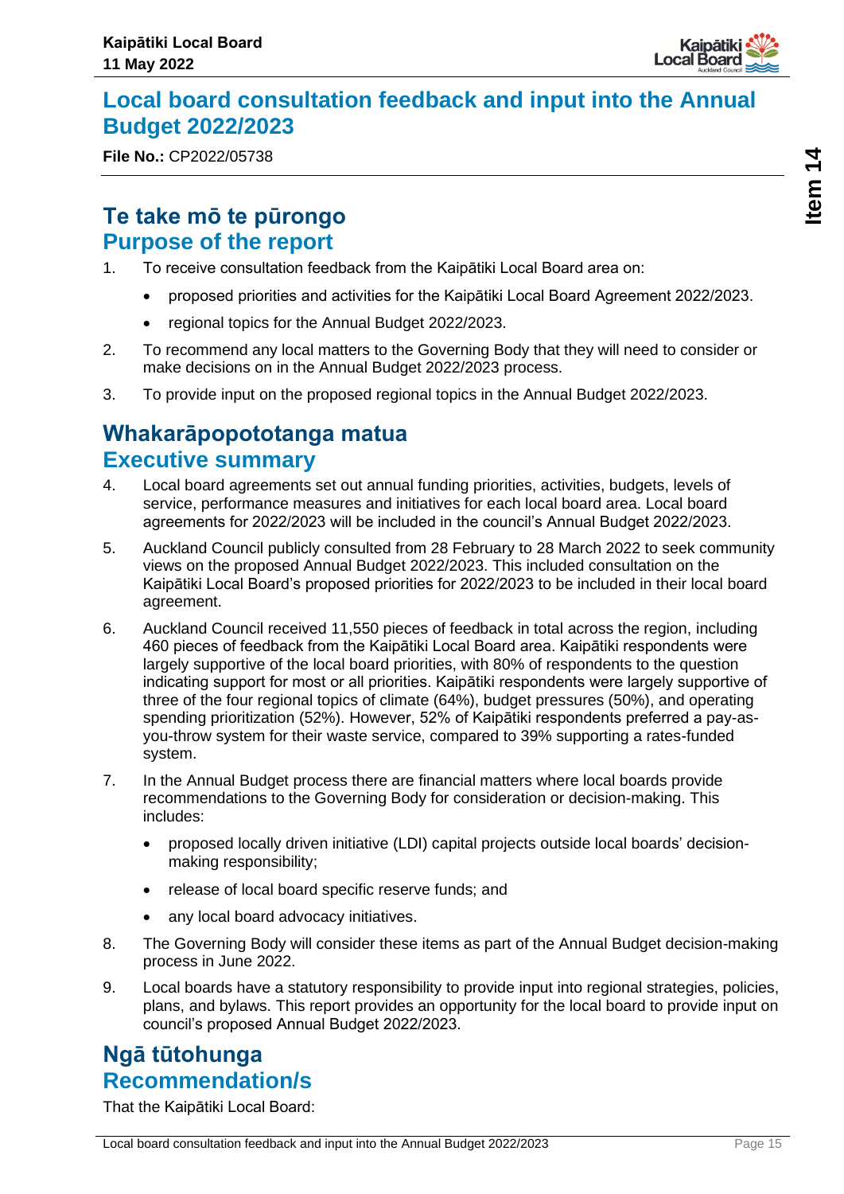# Local board consultation feedback and input into the Annual Budget 2022/2023

**File No.:** CP2022/05738

## Te take mō te pūrongo
## Purpose of the report

1. To receive consultation feedback from the Kaipātiki Local Board area on:
   - proposed priorities and activities for the Kaipātiki Local Board Agreement 2022/2023.
   - regional topics for the Annual Budget 2022/2023.
2. To recommend any local matters to the Governing Body that they will need to consider or make decisions on in the Annual Budget 2022/2023 process.
3. To provide input on the proposed regional topics in the Annual Budget 2022/2023.

## Whakarāpopototanga matua
## Executive summary

4. Local board agreements set out annual funding priorities, activities, budgets, levels of service, performance measures and initiatives for each local board area. Local board agreements for 2022/2023 will be included in the council's Annual Budget 2022/2023.
5. Auckland Council publicly consulted from 28 February to 28 March 2022 to seek community views on the proposed Annual Budget 2022/2023. This included consultation on the Kaipātiki Local Board's proposed priorities for 2022/2023 to be included in their local board agreement.
6. Auckland Council received 11,550 pieces of feedback in total across the region, including 460 pieces of feedback from the Kaipātiki Local Board area. Kaipātiki respondents were largely supportive of the local board priorities, with 80% of respondents to the question indicating support for most or all priorities. Kaipātiki respondents were largely supportive of three of the four regional topics of climate (64%), budget pressures (50%), and operating spending prioritization (52%). However, 52% of Kaipātiki respondents preferred a pay-as-you-throw system for their waste service, compared to 39% supporting a rates-funded system.
7. In the Annual Budget process there are financial matters where local boards provide recommendations to the Governing Body for consideration or decision-making. This includes:
   - proposed locally driven initiative (LDI) capital projects outside local boards' decision-making responsibility;
   - release of local board specific reserve funds; and
   - any local board advocacy initiatives.
8. The Governing Body will consider these items as part of the Annual Budget decision-making process in June 2022.
9. Local boards have a statutory responsibility to provide input into regional strategies, policies, plans, and bylaws. This report provides an opportunity for the local board to provide input on council's proposed Annual Budget 2022/2023.

## Ngā tūtohunga
## Recommendation/s

That the Kaipātiki Local Board: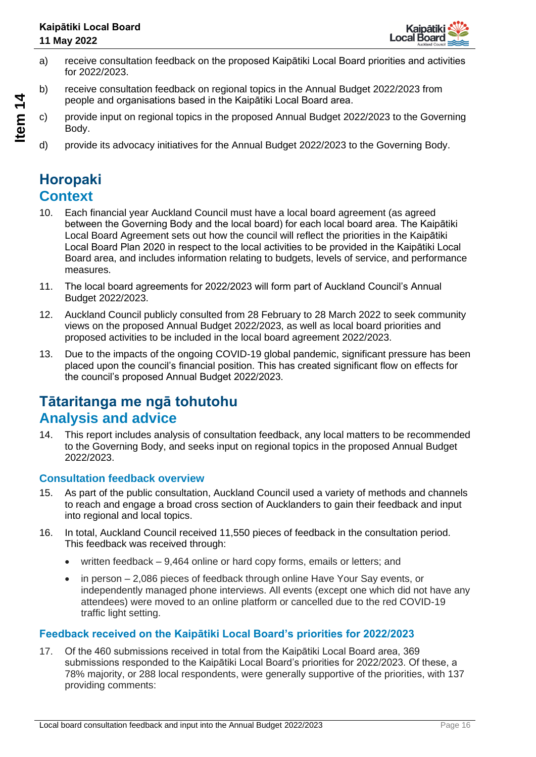a) receive consultation feedback on the proposed Kaipātiki Local Board priorities and activities for 2022/2023.

b) receive consultation feedback on regional topics in the Annual Budget 2022/2023 from people and organisations based in the Kaipātiki Local Board area.

c) provide input on regional topics in the proposed Annual Budget 2022/2023 to the Governing Body.

d) provide its advocacy initiatives for the Annual Budget 2022/2023 to the Governing Body.

## Horopaki
## Context

10. Each financial year Auckland Council must have a local board agreement (as agreed between the Governing Body and the local board) for each local board area. The Kaipātiki Local Board Agreement sets out how the council will reflect the priorities in the Kaipātiki Local Board Plan 2020 in respect to the local activities to be provided in the Kaipātiki Local Board area, and includes information relating to budgets, levels of service, and performance measures.

11. The local board agreements for 2022/2023 will form part of Auckland Council's Annual Budget 2022/2023.

12. Auckland Council publicly consulted from 28 February to 28 March 2022 to seek community views on the proposed Annual Budget 2022/2023, as well as local board priorities and proposed activities to be included in the local board agreement 2022/2023.

13. Due to the impacts of the ongoing COVID-19 global pandemic, significant pressure has been placed upon the council's financial position. This has created significant flow on effects for the council's proposed Annual Budget 2022/2023.

## Tātaritanga me ngā tohutohu
## Analysis and advice

14. This report includes analysis of consultation feedback, any local matters to be recommended to the Governing Body, and seeks input on regional topics in the proposed Annual Budget 2022/2023.

### Consultation feedback overview

15. As part of the public consultation, Auckland Council used a variety of methods and channels to reach and engage a broad cross section of Aucklanders to gain their feedback and input into regional and local topics.

16. In total, Auckland Council received 11,550 pieces of feedback in the consultation period. This feedback was received through:

    - written feedback – 9,464 online or hard copy forms, emails or letters; and
    - in person – 2,086 pieces of feedback through online Have Your Say events, or independently managed phone interviews. All events (except one which did not have any attendees) were moved to an online platform or cancelled due to the red COVID-19 traffic light setting.

### Feedback received on the Kaipātiki Local Board's priorities for 2022/2023

17. Of the 460 submissions received in total from the Kaipātiki Local Board area, 369 submissions responded to the Kaipātiki Local Board's priorities for 2022/2023. Of these, a 78% majority, or 288 local respondents, were generally supportive of the priorities, with 137 providing comments: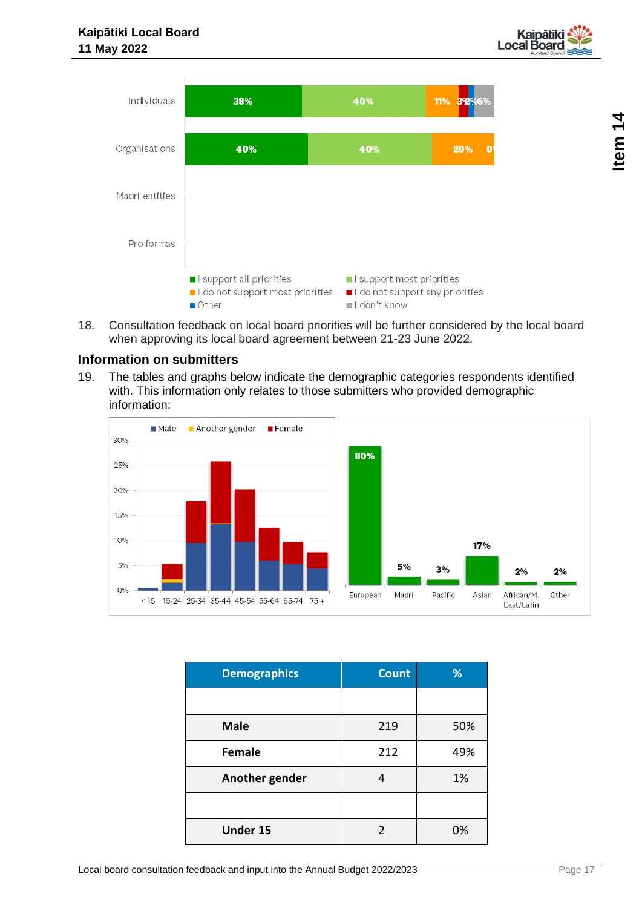Individuals: 38% | 40% | 11% | 3% | 2% | 6%

Organisations: 40% | 40% | 20% | 0%

Maori entities

Pro formas

- I support all priorities
- I support most priorities
- I do not support most priorities
- I do not support any priorities
- Other
- I don't know

18. Consultation feedback on local board priorities will be further considered by the local board when approving its local board agreement between 21-23 June 2022.

## Information on submitters

19. The tables and graphs below indicate the demographic categories respondents identified with. This information only relates to those submitters who provided demographic information:

Male / Another gender / Female

European 80% | Maori 5% | Pacific 3% | Asian 17% | African/M. East/Latin 2% | Other 2%

| Demographics | Count | % |
|---|---|---|
| | | |
| Male | 219 | 50% |
| Female | 212 | 49% |
| Another gender | 4 | 1% |
| | | |
| Under 15 | 2 | 0% |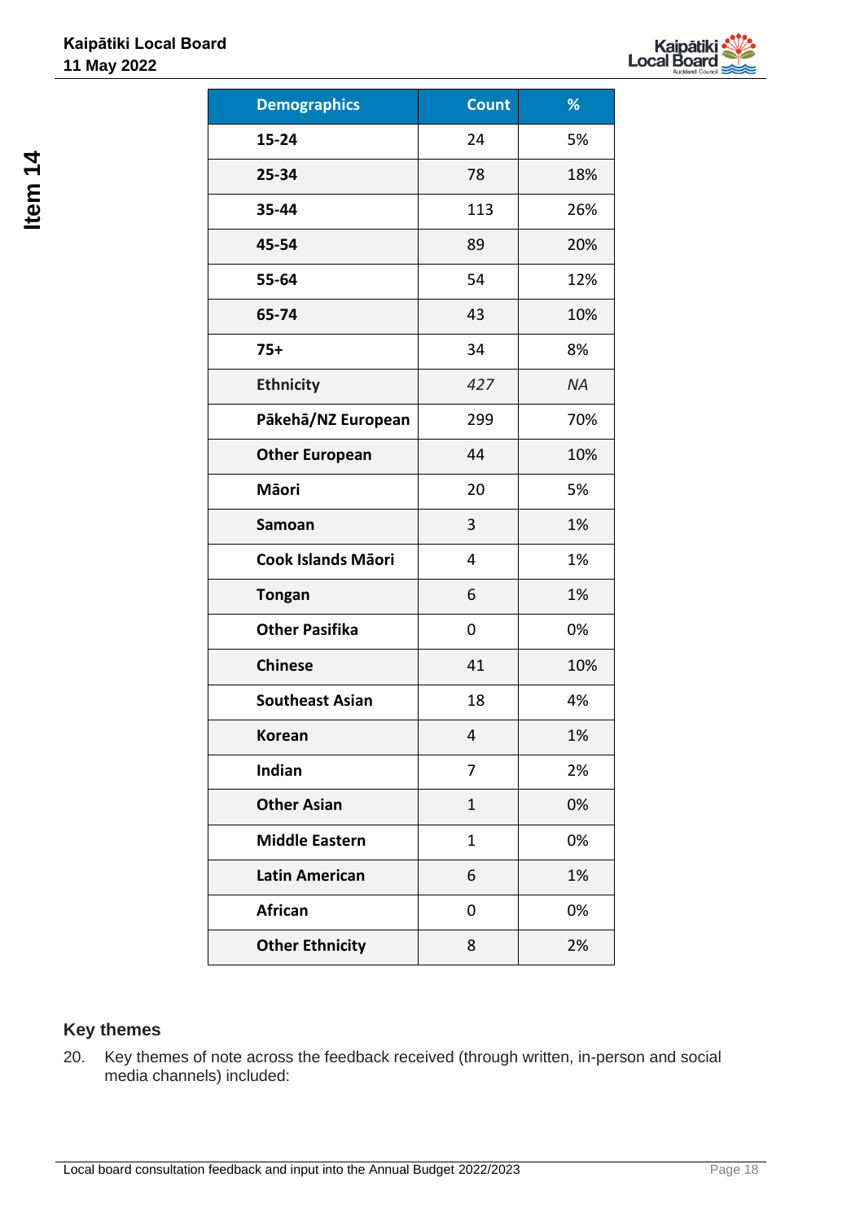| Demographics | Count | % |
|---|---|---|
| 15-24 | 24 | 5% |
| 25-34 | 78 | 18% |
| 35-44 | 113 | 26% |
| 45-54 | 89 | 20% |
| 55-64 | 54 | 12% |
| 65-74 | 43 | 10% |
| 75+ | 34 | 8% |
| Ethnicity | *427* | *NA* |
| Pākehā/NZ European | 299 | 70% |
| Other European | 44 | 10% |
| Māori | 20 | 5% |
| Samoan | 3 | 1% |
| Cook Islands Māori | 4 | 1% |
| Tongan | 6 | 1% |
| Other Pasifika | 0 | 0% |
| Chinese | 41 | 10% |
| Southeast Asian | 18 | 4% |
| Korean | 4 | 1% |
| Indian | 7 | 2% |
| Other Asian | 1 | 0% |
| Middle Eastern | 1 | 0% |
| Latin American | 6 | 1% |
| African | 0 | 0% |
| Other Ethnicity | 8 | 2% |

## Key themes

20. Key themes of note across the feedback received (through written, in-person and social media channels) included: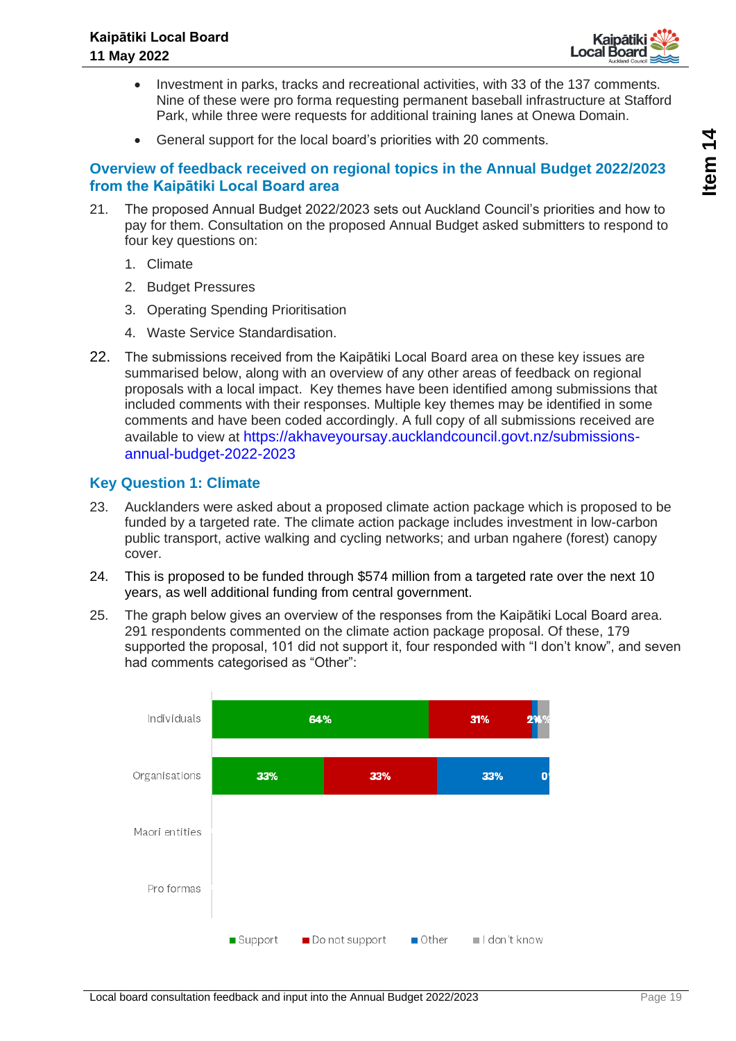- Investment in parks, tracks and recreational activities, with 33 of the 137 comments. Nine of these were pro forma requesting permanent baseball infrastructure at Stafford Park, while three were requests for additional training lanes at Onewa Domain.
- General support for the local board's priorities with 20 comments.

## Overview of feedback received on regional topics in the Annual Budget 2022/2023 from the Kaipātiki Local Board area

21. The proposed Annual Budget 2022/2023 sets out Auckland Council's priorities and how to pay for them. Consultation on the proposed Annual Budget asked submitters to respond to four key questions on:
    1. Climate
    2. Budget Pressures
    3. Operating Spending Prioritisation
    4. Waste Service Standardisation.

22. The submissions received from the Kaipātiki Local Board area on these key issues are summarised below, along with an overview of any other areas of feedback on regional proposals with a local impact. Key themes have been identified among submissions that included comments with their responses. Multiple key themes may be identified in some comments and have been coded accordingly. A full copy of all submissions received are available to view at https://akhaveyoursay.aucklandcouncil.govt.nz/submissions-annual-budget-2022-2023

## Key Question 1: Climate

23. Aucklanders were asked about a proposed climate action package which is proposed to be funded by a targeted rate. The climate action package includes investment in low-carbon public transport, active walking and cycling networks; and urban ngahere (forest) canopy cover.

24. This is proposed to be funded through $574 million from a targeted rate over the next 10 years, as well additional funding from central government.

25. The graph below gives an overview of the responses from the Kaipātiki Local Board area. 291 respondents commented on the climate action package proposal. Of these, 179 supported the proposal, 101 did not support it, four responded with "I don't know", and seven had comments categorised as "Other":

| | Support | Do not support | Other | I don't know |
|---|---|---|---|---|
| Individuals | 64% | 31% | 2% | 4% |
| Organisations | 33% | 33% | 33% | 0% |
| Maori entities | | | | |
| Pro formas | | | | |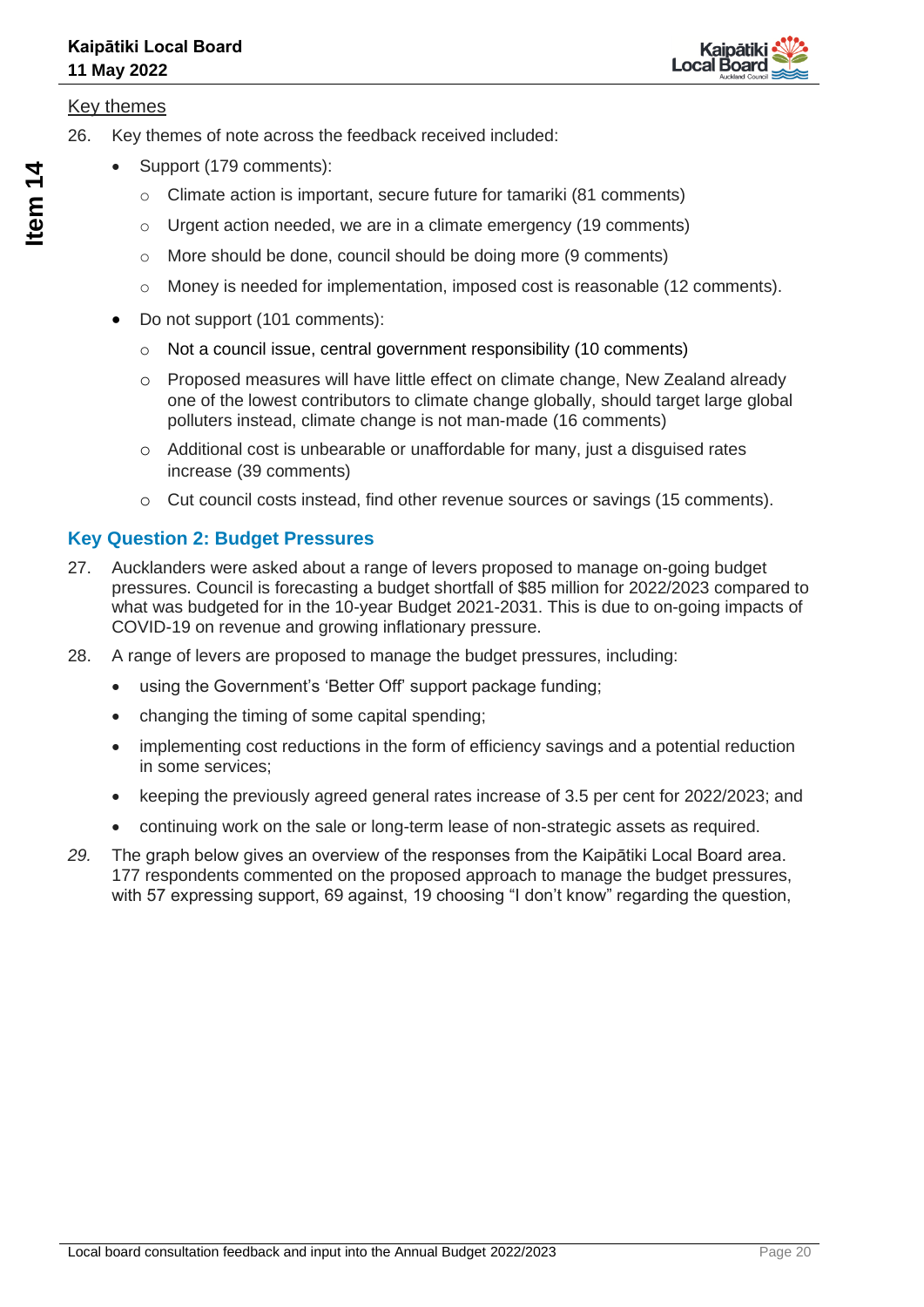Key themes

26. Key themes of note across the feedback received included:

- Support (179 comments):
  - Climate action is important, secure future for tamariki (81 comments)
  - Urgent action needed, we are in a climate emergency (19 comments)
  - More should be done, council should be doing more (9 comments)
  - Money is needed for implementation, imposed cost is reasonable (12 comments).
- Do not support (101 comments):
  - Not a council issue, central government responsibility (10 comments)
  - Proposed measures will have little effect on climate change, New Zealand already one of the lowest contributors to climate change globally, should target large global polluters instead, climate change is not man-made (16 comments)
  - Additional cost is unbearable or unaffordable for many, just a disguised rates increase (39 comments)
  - Cut council costs instead, find other revenue sources or savings (15 comments).

## Key Question 2: Budget Pressures

27. Aucklanders were asked about a range of levers proposed to manage on-going budget pressures. Council is forecasting a budget shortfall of $85 million for 2022/2023 compared to what was budgeted for in the 10-year Budget 2021-2031. This is due to on-going impacts of COVID-19 on revenue and growing inflationary pressure.

28. A range of levers are proposed to manage the budget pressures, including:

- using the Government's 'Better Off' support package funding;
- changing the timing of some capital spending;
- implementing cost reductions in the form of efficiency savings and a potential reduction in some services;
- keeping the previously agreed general rates increase of 3.5 per cent for 2022/2023; and
- continuing work on the sale or long-term lease of non-strategic assets as required.

*29.* The graph below gives an overview of the responses from the Kaipātiki Local Board area. 177 respondents commented on the proposed approach to manage the budget pressures, with 57 expressing support, 69 against, 19 choosing "I don't know" regarding the question,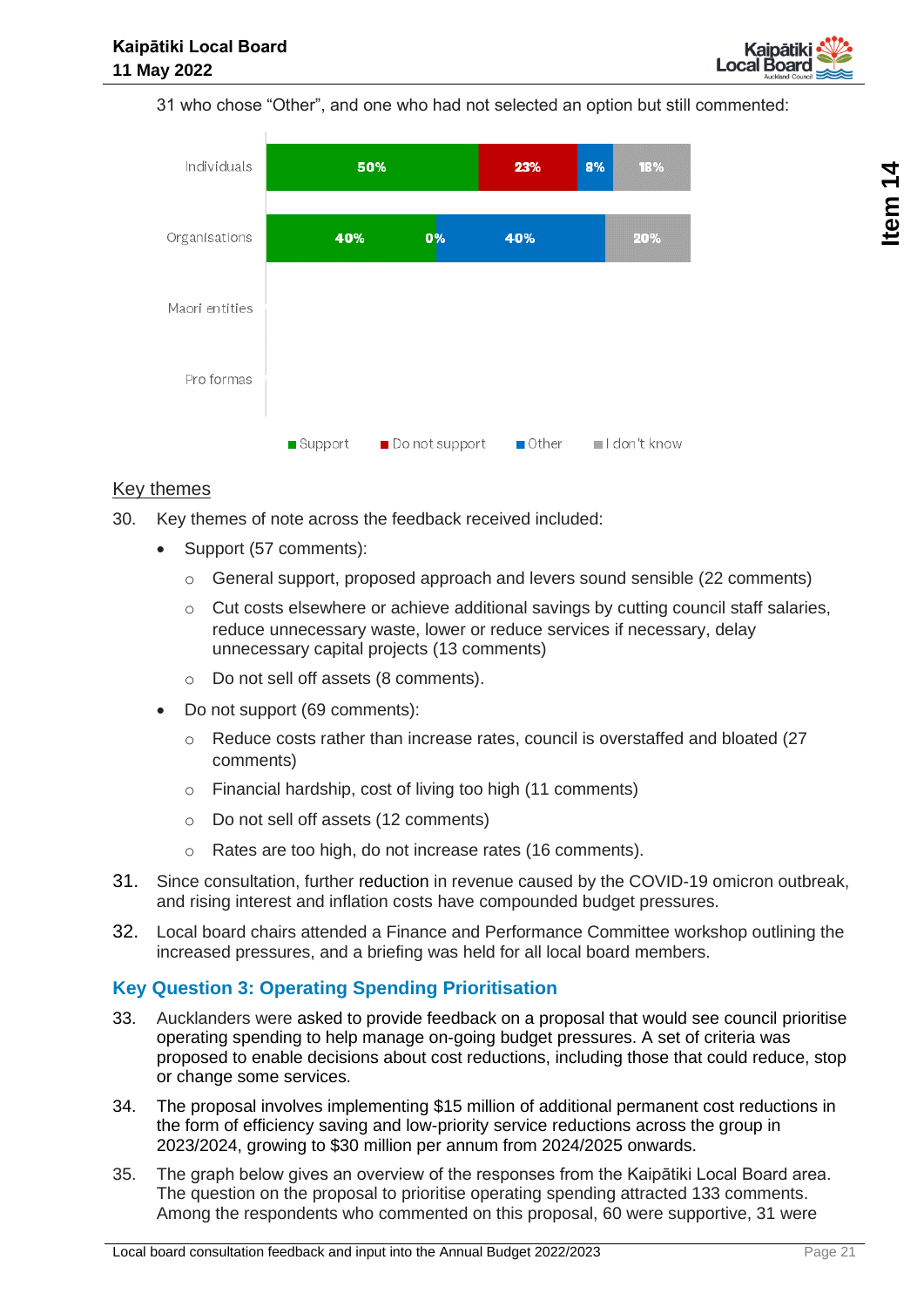31 who chose “Other”, and one who had not selected an option but still commented:

| | Support | Do not support | Other | I don't know |
|---|---|---|---|---|
| Individuals | 50% | 23% | 8% | 18% |
| Organisations | 40% | 0% | 40% | 20% |
| Maori entities | | | | |
| Pro formas | | | | |

## Key themes

30. Key themes of note across the feedback received included:
    - Support (57 comments):
        - General support, proposed approach and levers sound sensible (22 comments)
        - Cut costs elsewhere or achieve additional savings by cutting council staff salaries, reduce unnecessary waste, lower or reduce services if necessary, delay unnecessary capital projects (13 comments)
        - Do not sell off assets (8 comments).
    - Do not support (69 comments):
        - Reduce costs rather than increase rates, council is overstaffed and bloated (27 comments)
        - Financial hardship, cost of living too high (11 comments)
        - Do not sell off assets (12 comments)
        - Rates are too high, do not increase rates (16 comments).
31. Since consultation, further reduction in revenue caused by the COVID-19 omicron outbreak, and rising interest and inflation costs have compounded budget pressures.
32. Local board chairs attended a Finance and Performance Committee workshop outlining the increased pressures, and a briefing was held for all local board members.

## Key Question 3: Operating Spending Prioritisation

33. Aucklanders were asked to provide feedback on a proposal that would see council prioritise operating spending to help manage on-going budget pressures. A set of criteria was proposed to enable decisions about cost reductions, including those that could reduce, stop or change some services.
34. The proposal involves implementing $15 million of additional permanent cost reductions in the form of efficiency saving and low-priority service reductions across the group in 2023/2024, growing to $30 million per annum from 2024/2025 onwards.
35. The graph below gives an overview of the responses from the Kaipātiki Local Board area. The question on the proposal to prioritise operating spending attracted 133 comments. Among the respondents who commented on this proposal, 60 were supportive, 31 were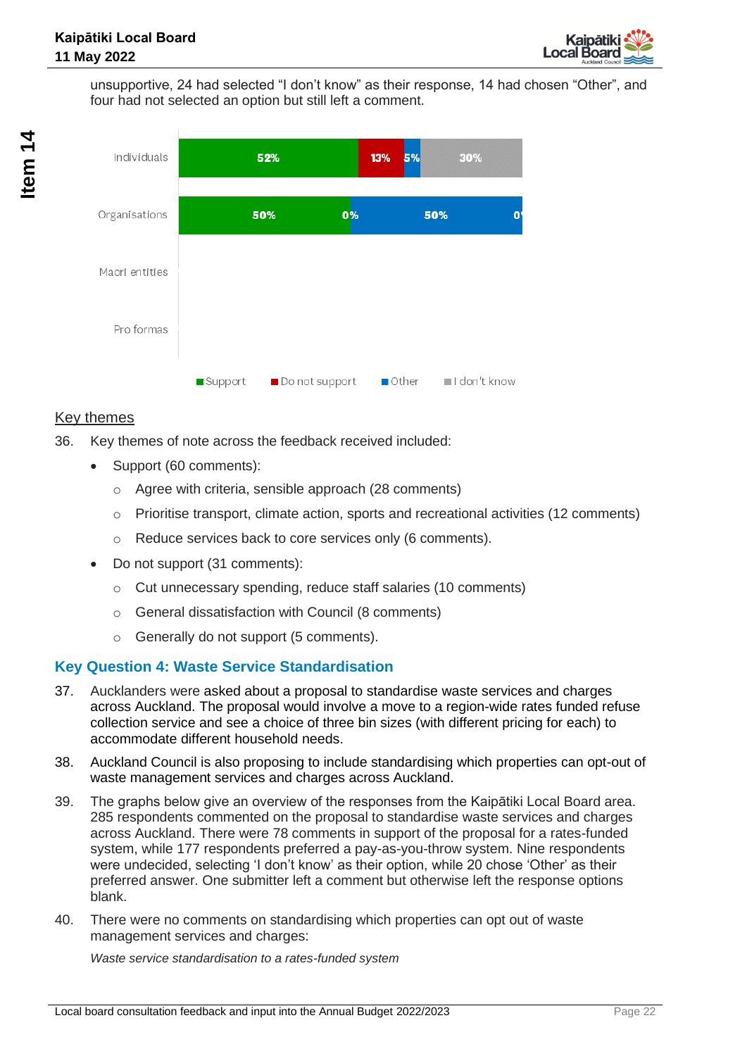unsupportive, 24 had selected “I don’t know” as their response, 14 had chosen “Other”, and four had not selected an option but still left a comment.

| | Support | Do not support | Other | I don't know |
|---|---|---|---|---|
| Individuals | 52% | 13% | 5% | 30% |
| Organisations | 50% | 0% | 50% | 0% |
| Maori entities | | | | |
| Pro formas | | | | |

## Key themes

36. Key themes of note across the feedback received included:

- Support (60 comments):
  - Agree with criteria, sensible approach (28 comments)
  - Prioritise transport, climate action, sports and recreational activities (12 comments)
  - Reduce services back to core services only (6 comments).
- Do not support (31 comments):
  - Cut unnecessary spending, reduce staff salaries (10 comments)
  - General dissatisfaction with Council (8 comments)
  - Generally do not support (5 comments).

### Key Question 4: Waste Service Standardisation

37. Aucklanders were asked about a proposal to standardise waste services and charges across Auckland. The proposal would involve a move to a region-wide rates funded refuse collection service and see a choice of three bin sizes (with different pricing for each) to accommodate different household needs.

38. Auckland Council is also proposing to include standardising which properties can opt-out of waste management services and charges across Auckland.

39. The graphs below give an overview of the responses from the Kaipātiki Local Board area. 285 respondents commented on the proposal to standardise waste services and charges across Auckland. There were 78 comments in support of the proposal for a rates-funded system, while 177 respondents preferred a pay-as-you-throw system. Nine respondents were undecided, selecting ‘I don’t know’ as their option, while 20 chose ‘Other’ as their preferred answer. One submitter left a comment but otherwise left the response options blank.

40. There were no comments on standardising which properties can opt out of waste management services and charges:

*Waste service standardisation to a rates-funded system*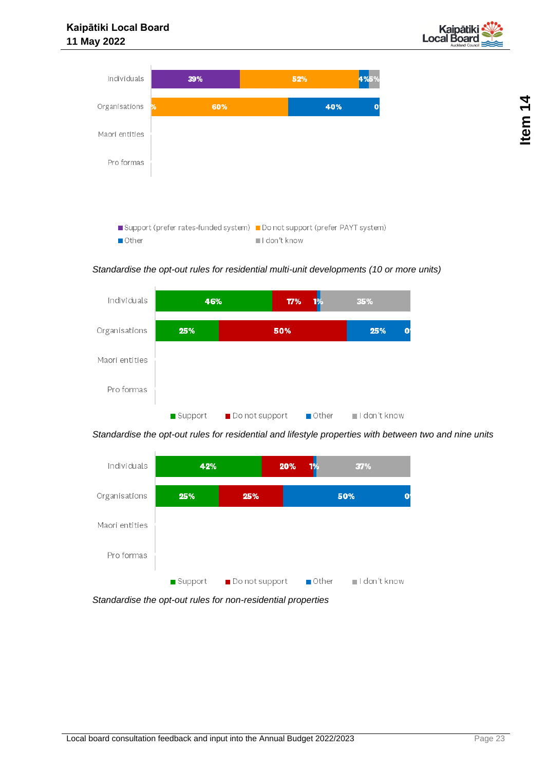| | Support (prefer rates-funded system) | Do not support (prefer PAYT system) | Other | I don't know |
|---|---|---|---|---|
| Individuals | 39% | 52% | 4% | 5% |
| Organisations | % | 60% | 40% | 0 |
| Maori entities | | | | |
| Pro formas | | | | |

*Standardise the opt-out rules for residential multi-unit developments (10 or more units)*

| | Support | Do not support | Other | I don't know |
|---|---|---|---|---|
| Individuals | 46% | 17% | 1% | 35% |
| Organisations | 25% | 50% | 25% | 0 |
| Maori entities | | | | |
| Pro formas | | | | |

*Standardise the opt-out rules for residential and lifestyle properties with between two and nine units*

| | Support | Do not support | Other | I don't know |
|---|---|---|---|---|
| Individuals | 42% | 20% | 1% | 37% |
| Organisations | 25% | 25% | 50% | 0 |
| Maori entities | | | | |
| Pro formas | | | | |

*Standardise the opt-out rules for non-residential properties*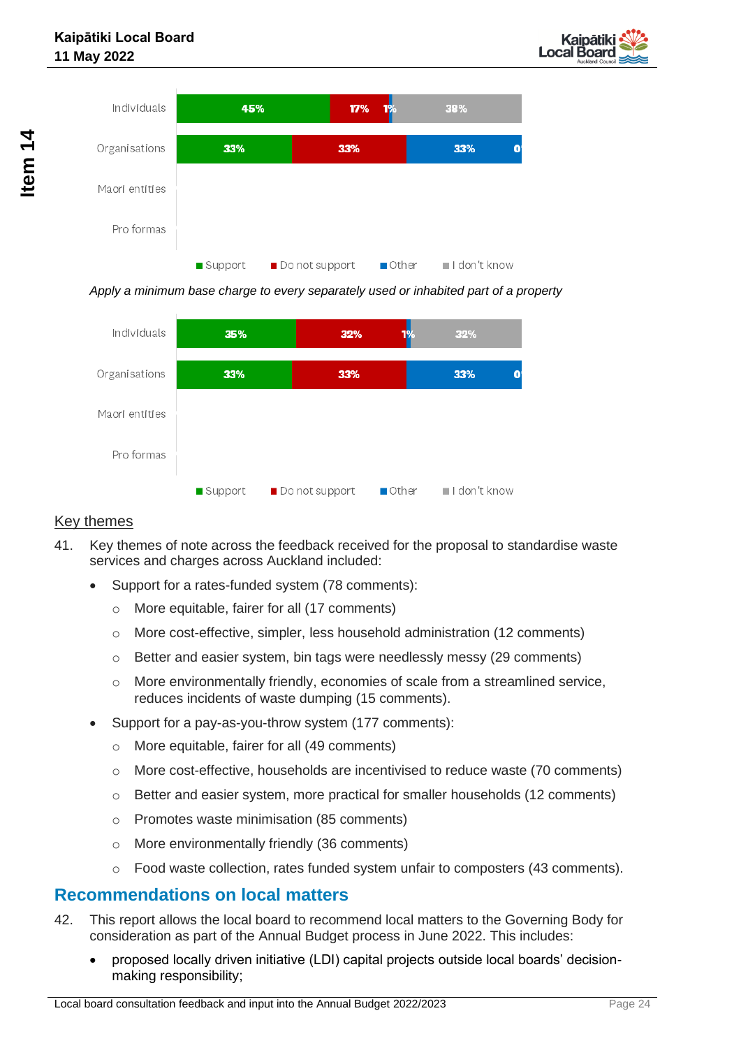| | Support | Do not support | Other | I don't know |
|---|---|---|---|---|
| Individuals | 45% | 17% | 1% | 38% |
| Organisations | 33% | 33% | 33% | 0 |
| Maori entities | | | | |
| Pro formas | | | | |

*Apply a minimum base charge to every separately used or inhabited part of a property*

| | Support | Do not support | Other | I don't know |
|---|---|---|---|---|
| Individuals | 35% | 32% | 1% | 32% |
| Organisations | 33% | 33% | 33% | 0 |
| Maori entities | | | | |
| Pro formas | | | | |

## Key themes

41. Key themes of note across the feedback received for the proposal to standardise waste services and charges across Auckland included:

- Support for a rates-funded system (78 comments):
  - More equitable, fairer for all (17 comments)
  - More cost-effective, simpler, less household administration (12 comments)
  - Better and easier system, bin tags were needlessly messy (29 comments)
  - More environmentally friendly, economies of scale from a streamlined service, reduces incidents of waste dumping (15 comments).
- Support for a pay-as-you-throw system (177 comments):
  - More equitable, fairer for all (49 comments)
  - More cost-effective, households are incentivised to reduce waste (70 comments)
  - Better and easier system, more practical for smaller households (12 comments)
  - Promotes waste minimisation (85 comments)
  - More environmentally friendly (36 comments)
  - Food waste collection, rates funded system unfair to composters (43 comments).

# Recommendations on local matters

42. This report allows the local board to recommend local matters to the Governing Body for consideration as part of the Annual Budget process in June 2022. This includes:

- proposed locally driven initiative (LDI) capital projects outside local boards' decision-making responsibility;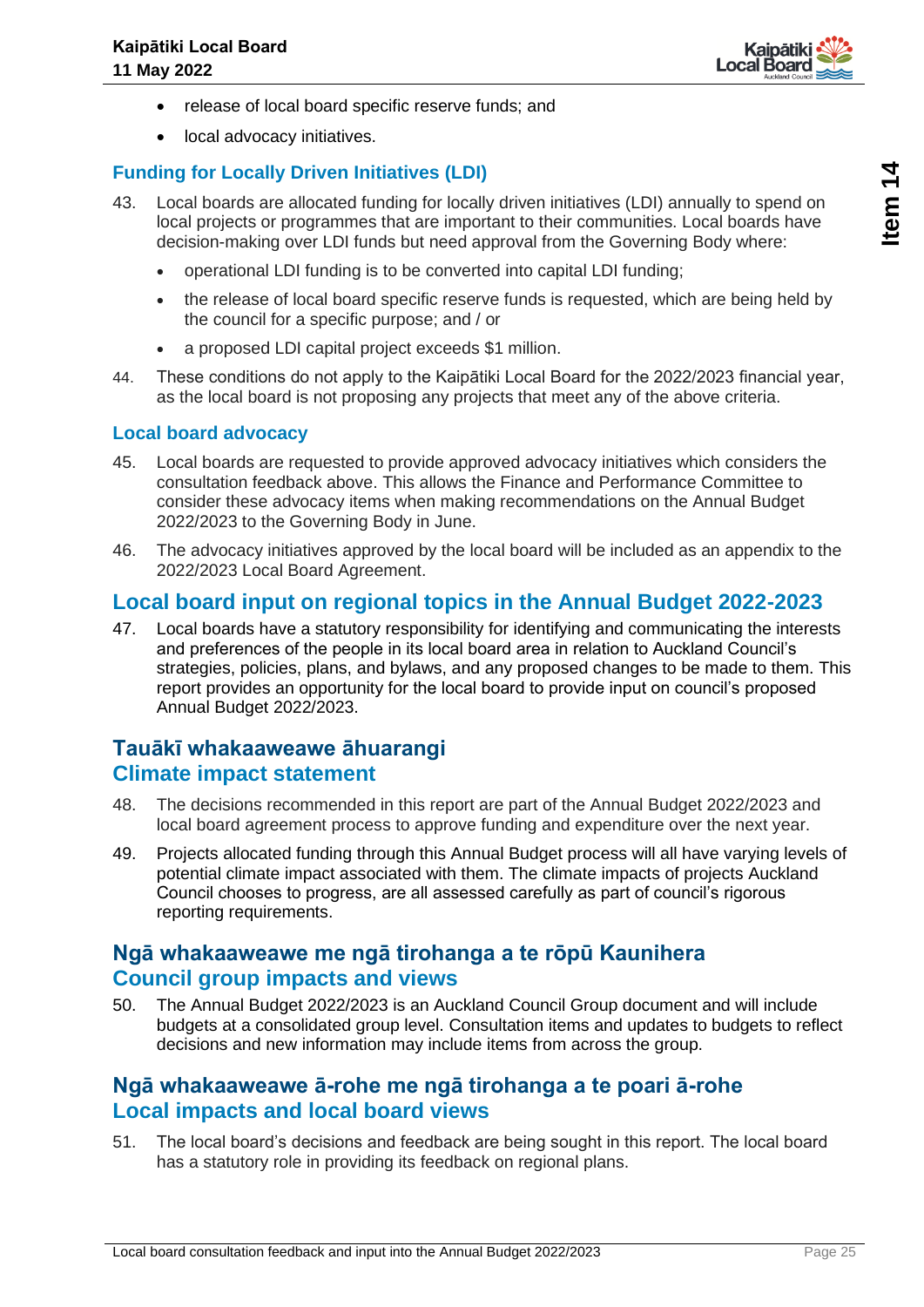- release of local board specific reserve funds; and
- local advocacy initiatives.

### Funding for Locally Driven Initiatives (LDI)

43. Local boards are allocated funding for locally driven initiatives (LDI) annually to spend on local projects or programmes that are important to their communities. Local boards have decision-making over LDI funds but need approval from the Governing Body where:
    - operational LDI funding is to be converted into capital LDI funding;
    - the release of local board specific reserve funds is requested, which are being held by the council for a specific purpose; and / or
    - a proposed LDI capital project exceeds $1 million.
44. These conditions do not apply to the Kaipātiki Local Board for the 2022/2023 financial year, as the local board is not proposing any projects that meet any of the above criteria.

### Local board advocacy

45. Local boards are requested to provide approved advocacy initiatives which considers the consultation feedback above. This allows the Finance and Performance Committee to consider these advocacy items when making recommendations on the Annual Budget 2022/2023 to the Governing Body in June.
46. The advocacy initiatives approved by the local board will be included as an appendix to the 2022/2023 Local Board Agreement.

## Local board input on regional topics in the Annual Budget 2022-2023

47. Local boards have a statutory responsibility for identifying and communicating the interests and preferences of the people in its local board area in relation to Auckland Council's strategies, policies, plans, and bylaws, and any proposed changes to be made to them. This report provides an opportunity for the local board to provide input on council's proposed Annual Budget 2022/2023.

## Tauākī whakaaweawe āhuarangi
## Climate impact statement

48. The decisions recommended in this report are part of the Annual Budget 2022/2023 and local board agreement process to approve funding and expenditure over the next year.
49. Projects allocated funding through this Annual Budget process will all have varying levels of potential climate impact associated with them. The climate impacts of projects Auckland Council chooses to progress, are all assessed carefully as part of council's rigorous reporting requirements.

## Ngā whakaaweawe me ngā tirohanga a te rōpū Kaunihera
## Council group impacts and views

50. The Annual Budget 2022/2023 is an Auckland Council Group document and will include budgets at a consolidated group level. Consultation items and updates to budgets to reflect decisions and new information may include items from across the group.

## Ngā whakaaweawe ā-rohe me ngā tirohanga a te poari ā-rohe
## Local impacts and local board views

51. The local board's decisions and feedback are being sought in this report. The local board has a statutory role in providing its feedback on regional plans.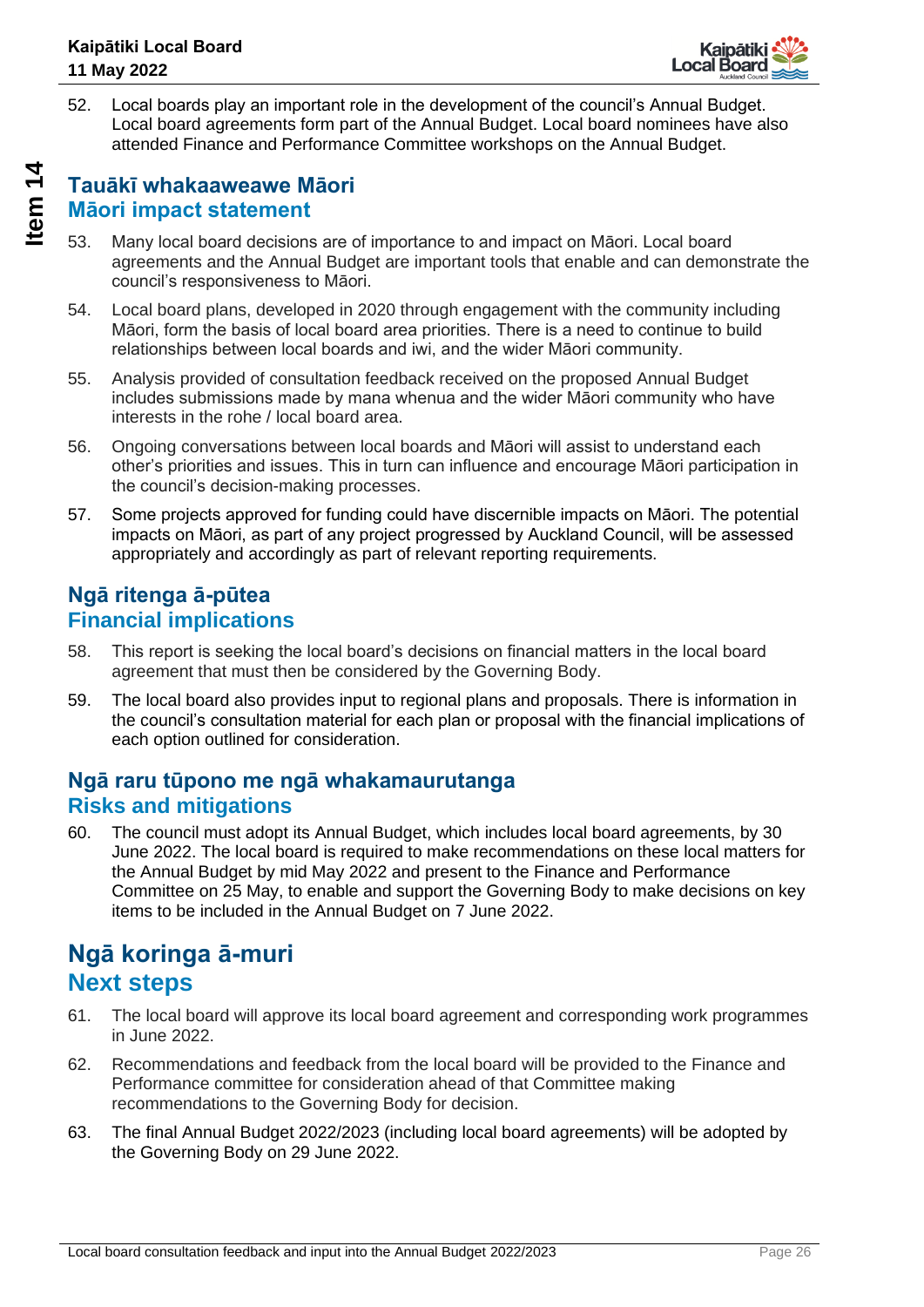52. Local boards play an important role in the development of the council's Annual Budget. Local board agreements form part of the Annual Budget. Local board nominees have also attended Finance and Performance Committee workshops on the Annual Budget.

## Tauākī whakaaweawe Māori
## Māori impact statement

53. Many local board decisions are of importance to and impact on Māori. Local board agreements and the Annual Budget are important tools that enable and can demonstrate the council's responsiveness to Māori.

54. Local board plans, developed in 2020 through engagement with the community including Māori, form the basis of local board area priorities. There is a need to continue to build relationships between local boards and iwi, and the wider Māori community.

55. Analysis provided of consultation feedback received on the proposed Annual Budget includes submissions made by mana whenua and the wider Māori community who have interests in the rohe / local board area.

56. Ongoing conversations between local boards and Māori will assist to understand each other's priorities and issues. This in turn can influence and encourage Māori participation in the council's decision-making processes.

57. Some projects approved for funding could have discernible impacts on Māori. The potential impacts on Māori, as part of any project progressed by Auckland Council, will be assessed appropriately and accordingly as part of relevant reporting requirements.

## Ngā ritenga ā-pūtea
## Financial implications

58. This report is seeking the local board's decisions on financial matters in the local board agreement that must then be considered by the Governing Body.

59. The local board also provides input to regional plans and proposals. There is information in the council's consultation material for each plan or proposal with the financial implications of each option outlined for consideration.

## Ngā raru tūpono me ngā whakamaurutanga
## Risks and mitigations

60. The council must adopt its Annual Budget, which includes local board agreements, by 30 June 2022. The local board is required to make recommendations on these local matters for the Annual Budget by mid May 2022 and present to the Finance and Performance Committee on 25 May, to enable and support the Governing Body to make decisions on key items to be included in the Annual Budget on 7 June 2022.

# Ngā koringa ā-muri
# Next steps

61. The local board will approve its local board agreement and corresponding work programmes in June 2022.

62. Recommendations and feedback from the local board will be provided to the Finance and Performance committee for consideration ahead of that Committee making recommendations to the Governing Body for decision.

63. The final Annual Budget 2022/2023 (including local board agreements) will be adopted by the Governing Body on 29 June 2022.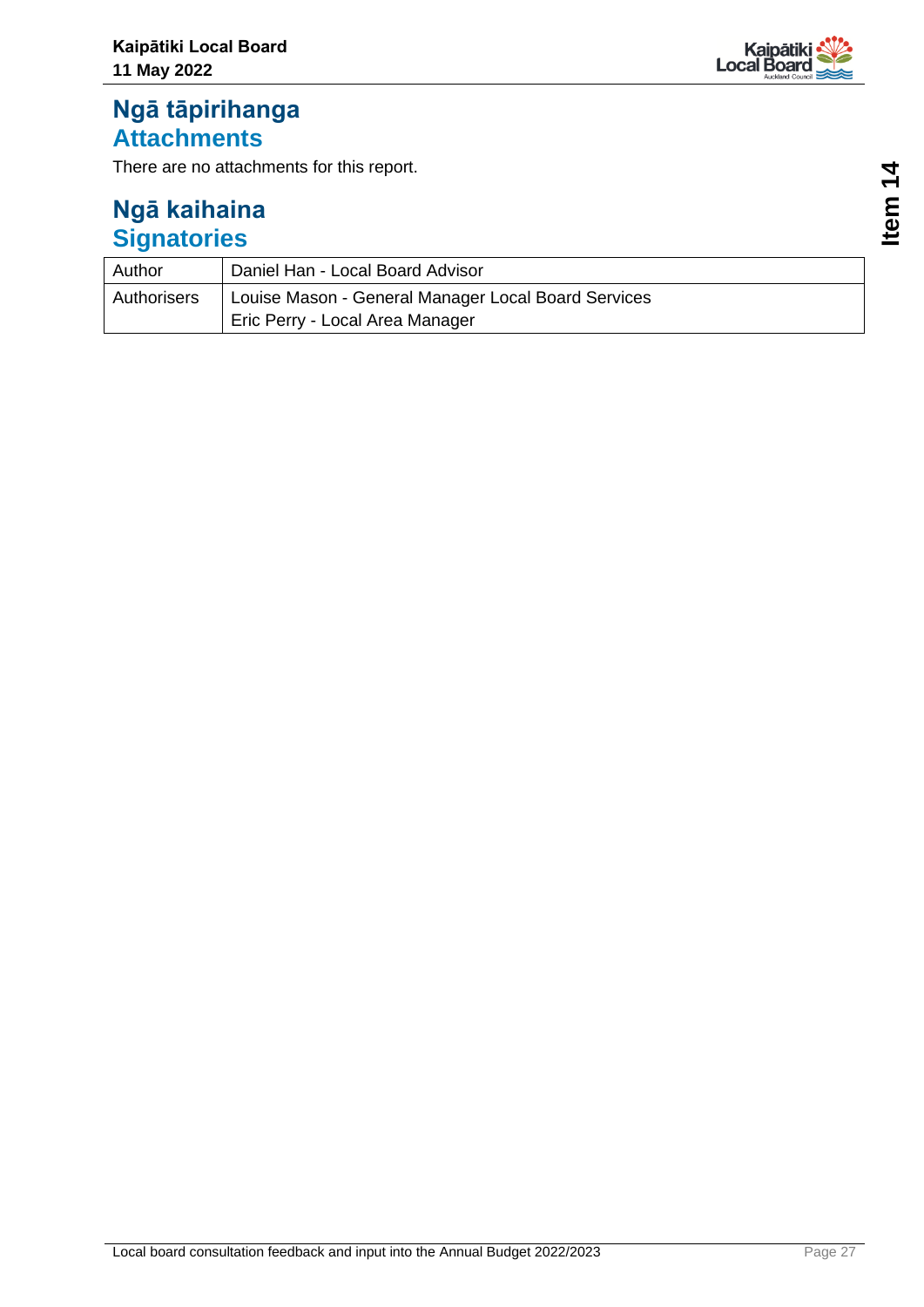## Ngā tāpirihanga
## Attachments

There are no attachments for this report.

## Ngā kaihaina
## Signatories

| | |
|---|---|
| Author | Daniel Han - Local Board Advisor |
| Authorisers | Louise Mason - General Manager Local Board Services<br>Eric Perry - Local Area Manager |